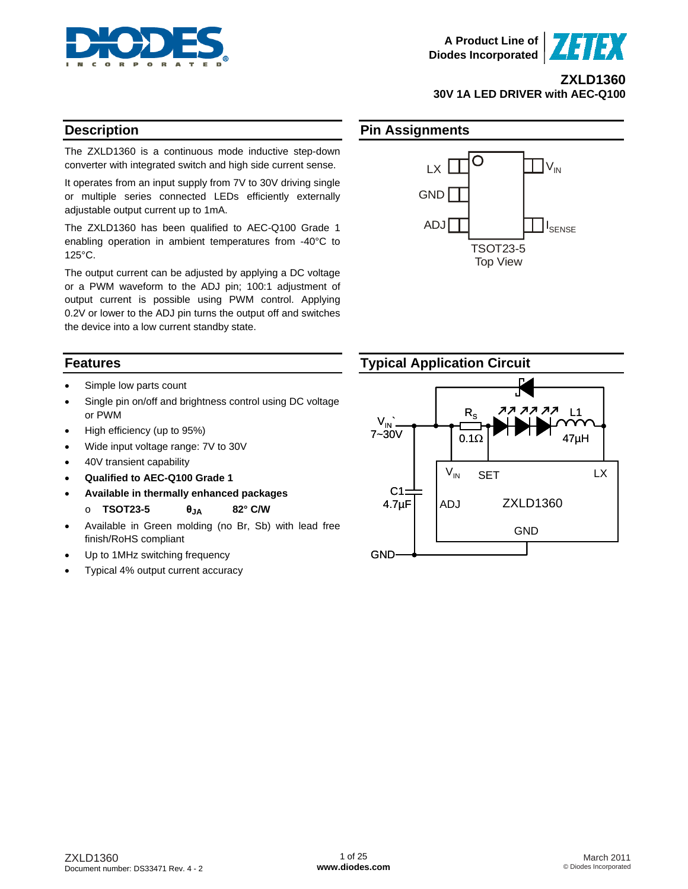A Product Line of Diodes Incorporated

# ZXLD1360

## 30V 1A LED DRIVER with AEC-Q100

## Description

The ZXLD1360 is a continuous mode inductive step-down converter with integrated switch and high side current sense.

It operates from an input supply from 7V to 30V driving single or multiple series connected LEDs efficiently externally adjustable output current up to 1mA.

The ZXLD1360 has been qualified to AEC-Q100 Grade 1 enabling operation in ambient temperatures from -40°C to 125°C.

The output current can be adjusted by applying a DC voltage or a PWM waveform to the ADJ pin; 100:1 adjustment of output current is possible using PWM control. Applying 0.2V or lower to the ADJ pin turns the output off and switches the device into a low current standby state.

## Pin Assignments

LX, GND, ADJ, $V_{IN}$, $I_{SENSE}$

TSOT23-5
Top View

## Features

- Simple low parts count
- Single pin on/off and brightness control using DC voltage or PWM
- High efficiency (up to 95%)
- Wide input voltage range: 7V to 30V
- 40V transient capability
- **Qualified to AEC-Q100 Grade 1**
- **Available in thermally enhanced packages**
  - **TSOT23-5** **$\theta_{JA}$** **82° C/W**
- Available in Green molding (no Br, Sb) with lead free finish/RoHS compliant
- Up to 1MHz switching frequency
- Typical 4% output current accuracy

## Typical Application Circuit

$V_{IN}$ 7~30V, $R_S$ 0.1Ω, L1 47µH, C1 4.7µF, ZXLD1360 ($V_{IN}$, SET, LX, ADJ, GND), GND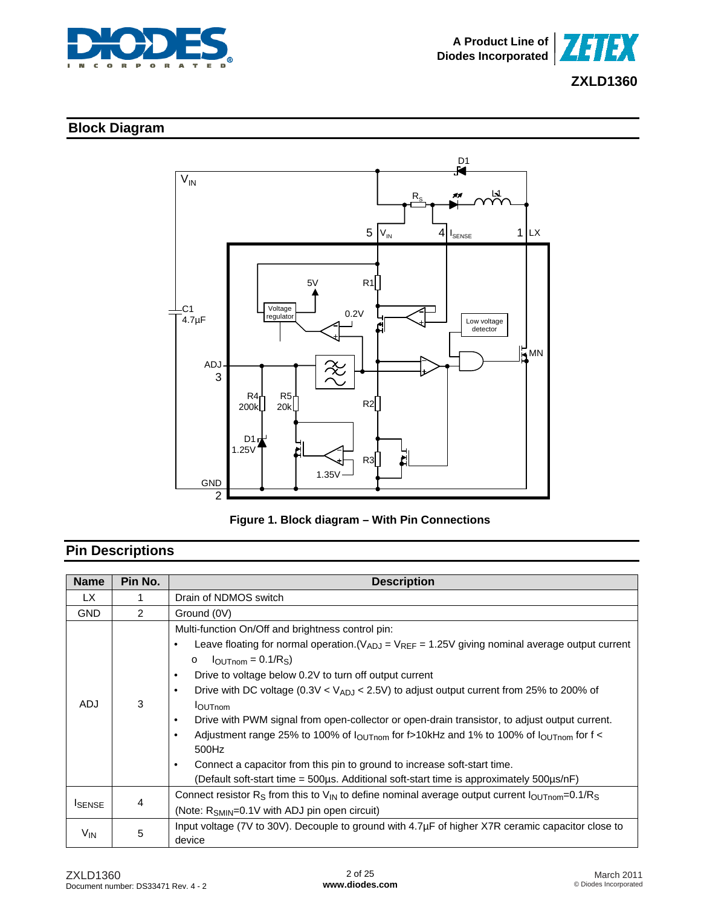## Block Diagram

Figure 1. Block diagram – With Pin Connections

## Pin Descriptions

| Name | Pin No. | Description |
|---|---|---|
| LX | 1 | Drain of NDMOS switch |
| GND | 2 | Ground (0V) |
| ADJ | 3 | Multi-function On/Off and brightness control pin:<br>• Leave floating for normal operation.($V_{ADJ}$ = $V_{REF}$ = 1.25V giving nominal average output current<br>  o $I_{OUTnom}$ = $0.1/R_S$)<br>• Drive to voltage below 0.2V to turn off output current<br>• Drive with DC voltage (0.3V < $V_{ADJ}$ < 2.5V) to adjust output current from 25% to 200% of $I_{OUTnom}$<br>• Drive with PWM signal from open-collector or open-drain transistor, to adjust output current.<br>• Adjustment range 25% to 100% of $I_{OUTnom}$ for f>10kHz and 1% to 100% of $I_{OUTnom}$ for f < 500Hz<br>• Connect a capacitor from this pin to ground to increase soft-start time.<br>(Default soft-start time = 500µs. Additional soft-start time is approximately 500µs/nF) |
| $I_{SENSE}$ | 4 | Connect resistor $R_S$ from this to $V_{IN}$ to define nominal average output current $I_{OUTnom}$=$0.1/R_S$<br>(Note: $R_{SMIN}$=0.1V with ADJ pin open circuit) |
| $V_{IN}$ | 5 | Input voltage (7V to 30V). Decouple to ground with 4.7µF of higher X7R ceramic capacitor close to device |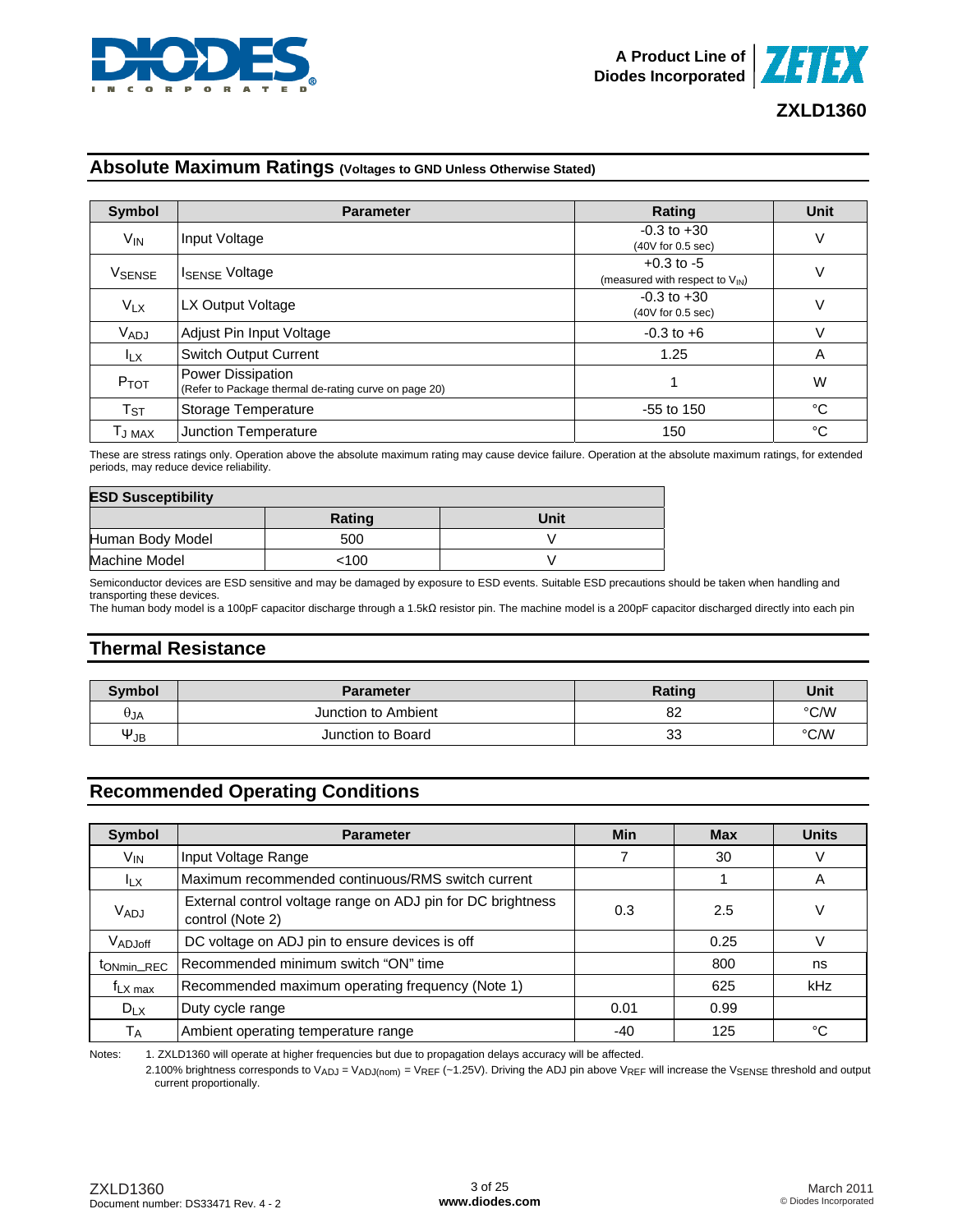## Absolute Maximum Ratings (Voltages to GND Unless Otherwise Stated)

| Symbol | Parameter | Rating | Unit |
|---|---|---|---|
| $V_{IN}$ | Input Voltage | -0.3 to +30 (40V for 0.5 sec) | V |
| $V_{SENSE}$ | $I_{SENSE}$ Voltage | +0.3 to -5 (measured with respect to $V_{IN}$) | V |
| $V_{LX}$ | LX Output Voltage | -0.3 to +30 (40V for 0.5 sec) | V |
| $V_{ADJ}$ | Adjust Pin Input Voltage | -0.3 to +6 | V |
| $I_{LX}$ | Switch Output Current | 1.25 | A |
| $P_{TOT}$ | Power Dissipation (Refer to Package thermal de-rating curve on page 20) | 1 | W |
| $T_{ST}$ | Storage Temperature | -55 to 150 | °C |
| $T_{J\ MAX}$ | Junction Temperature | 150 | °C |

These are stress ratings only. Operation above the absolute maximum rating may cause device failure. Operation at the absolute maximum ratings, for extended periods, may reduce device reliability.

| ESD Susceptibility | | |
|---|---|---|
| | Rating | Unit |
| Human Body Model | 500 | V |
| Machine Model | <100 | V |

Semiconductor devices are ESD sensitive and may be damaged by exposure to ESD events. Suitable ESD precautions should be taken when handling and transporting these devices.
The human body model is a 100pF capacitor discharge through a 1.5kΩ resistor pin. The machine model is a 200pF capacitor discharged directly into each pin

## Thermal Resistance

| Symbol | Parameter | Rating | Unit |
|---|---|---|---|
| $\theta_{JA}$ | Junction to Ambient | 82 | °C/W |
| $\Psi_{JB}$ | Junction to Board | 33 | °C/W |

## Recommended Operating Conditions

| Symbol | Parameter | Min | Max | Units |
|---|---|---|---|---|
| $V_{IN}$ | Input Voltage Range | 7 | 30 | V |
| $I_{LX}$ | Maximum recommended continuous/RMS switch current | | 1 | A |
| $V_{ADJ}$ | External control voltage range on ADJ pin for DC brightness control (Note 2) | 0.3 | 2.5 | V |
| $V_{ADJoff}$ | DC voltage on ADJ pin to ensure devices is off | | 0.25 | V |
| $t_{ONmin\_REC}$ | Recommended minimum switch "ON" time | | 800 | ns |
| $f_{LX\ max}$ | Recommended maximum operating frequency (Note 1) | | 625 | kHz |
| $D_{LX}$ | Duty cycle range | 0.01 | 0.99 | |
| $T_A$ | Ambient operating temperature range | -40 | 125 | °C |

Notes:
1. ZXLD1360 will operate at higher frequencies but due to propagation delays accuracy will be affected.
2. 100% brightness corresponds to $V_{ADJ} = V_{ADJ(nom)} = V_{REF}$ (~1.25V). Driving the ADJ pin above $V_{REF}$ will increase the $V_{SENSE}$ threshold and output current proportionally.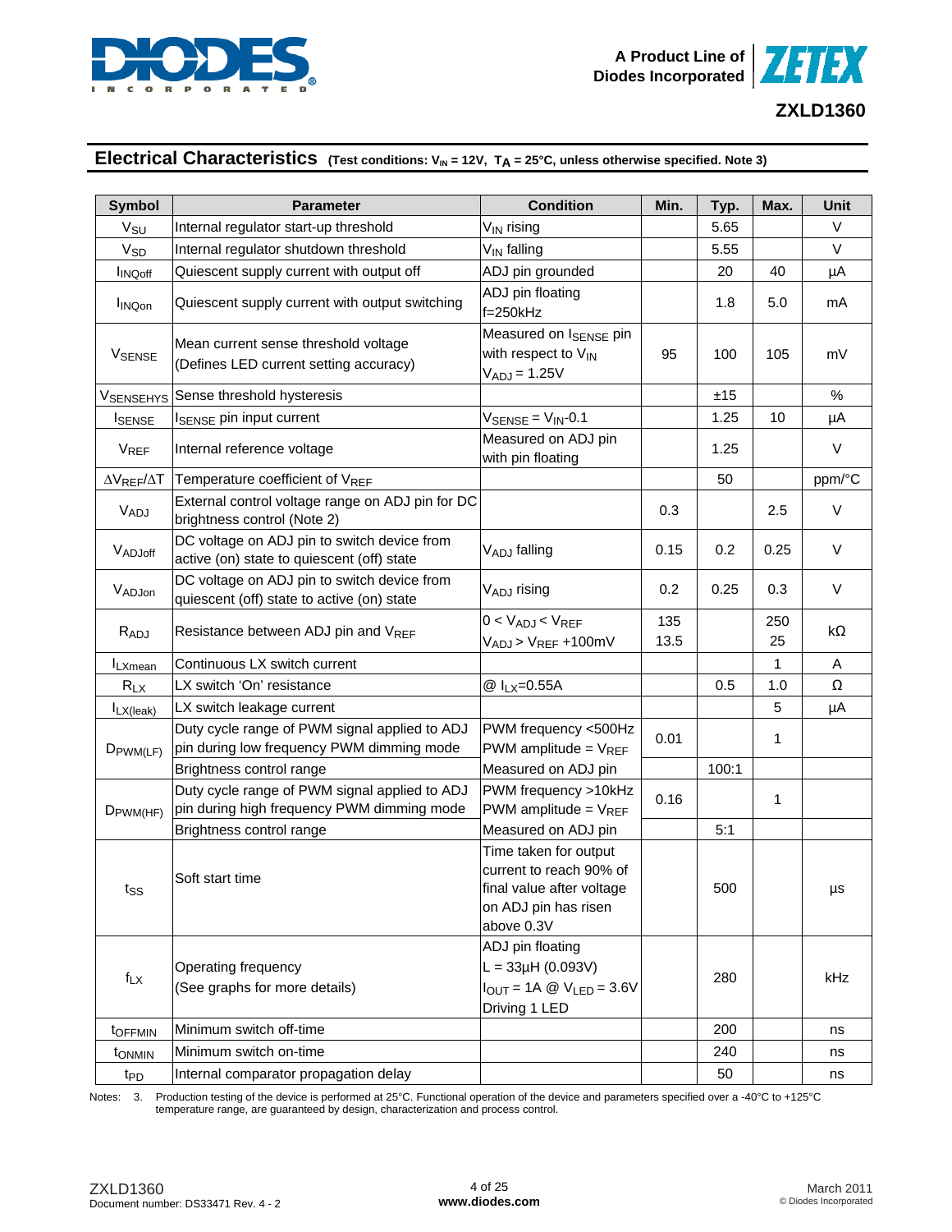## Electrical Characteristics (Test conditions: $V_{IN}$ = 12V, $T_A$ = 25°C, unless otherwise specified. Note 3)

| Symbol | Parameter | Condition | Min. | Typ. | Max. | Unit |
|---|---|---|---|---|---|---|
| $V_{SU}$ | Internal regulator start-up threshold | $V_{IN}$ rising | | 5.65 | | V |
| $V_{SD}$ | Internal regulator shutdown threshold | $V_{IN}$ falling | | 5.55 | | V |
| $I_{INQoff}$ | Quiescent supply current with output off | ADJ pin grounded | | 20 | 40 | µA |
| $I_{INQon}$ | Quiescent supply current with output switching | ADJ pin floating f=250kHz | | 1.8 | 5.0 | mA |
| $V_{SENSE}$ | Mean current sense threshold voltage (Defines LED current setting accuracy) | Measured on $I_{SENSE}$ pin with respect to $V_{IN}$ $V_{ADJ}$ = 1.25V | 95 | 100 | 105 | mV |
| $V_{SENSEHYS}$ | Sense threshold hysteresis | | | ±15 | | % |
| $I_{SENSE}$ | $I_{SENSE}$ pin input current | $V_{SENSE}$ = $V_{IN}$-0.1 | | 1.25 | 10 | µA |
| $V_{REF}$ | Internal reference voltage | Measured on ADJ pin with pin floating | | 1.25 | | V |
| $\Delta V_{REF}/\Delta T$ | Temperature coefficient of $V_{REF}$ | | | 50 | | ppm/°C |
| $V_{ADJ}$ | External control voltage range on ADJ pin for DC brightness control (Note 2) | | 0.3 | | 2.5 | V |
| $V_{ADJoff}$ | DC voltage on ADJ pin to switch device from active (on) state to quiescent (off) state | $V_{ADJ}$ falling | 0.15 | 0.2 | 0.25 | V |
| $V_{ADJon}$ | DC voltage on ADJ pin to switch device from quiescent (off) state to active (on) state | $V_{ADJ}$ rising | 0.2 | 0.25 | 0.3 | V |
| $R_{ADJ}$ | Resistance between ADJ pin and $V_{REF}$ | $0 < V_{ADJ} < V_{REF}$<br>$V_{ADJ} > V_{REF}$ +100mV | 135<br>13.5 | | 250<br>25 | kΩ |
| $I_{LXmean}$ | Continuous LX switch current | | | | 1 | A |
| $R_{LX}$ | LX switch 'On' resistance | @ $I_{LX}$=0.55A | | 0.5 | 1.0 | Ω |
| $I_{LX(leak)}$ | LX switch leakage current | | | | 5 | µA |
| $D_{PWM(LF)}$ | Duty cycle range of PWM signal applied to ADJ pin during low frequency PWM dimming mode | PWM frequency <500Hz PWM amplitude = $V_{REF}$ | 0.01 | | 1 | |
| | Brightness control range | Measured on ADJ pin | | 100:1 | | |
| $D_{PWM(HF)}$ | Duty cycle range of PWM signal applied to ADJ pin during high frequency PWM dimming mode | PWM frequency >10kHz PWM amplitude = $V_{REF}$ | 0.16 | | 1 | |
| | Brightness control range | Measured on ADJ pin | | 5:1 | | |
| $t_{SS}$ | Soft start time | Time taken for output current to reach 90% of final value after voltage on ADJ pin has risen above 0.3V | | 500 | | µs |
| $f_{LX}$ | Operating frequency (See graphs for more details) | ADJ pin floating L = 33µH (0.093V) $I_{OUT}$ = 1A @ $V_{LED}$ = 3.6V Driving 1 LED | | 280 | | kHz |
| $t_{OFFMIN}$ | Minimum switch off-time | | | 200 | | ns |
| $t_{ONMIN}$ | Minimum switch on-time | | | 240 | | ns |
| $t_{PD}$ | Internal comparator propagation delay | | | 50 | | ns |

Notes: 3. Production testing of the device is performed at 25°C. Functional operation of the device and parameters specified over a -40°C to +125°C temperature range, are guaranteed by design, characterization and process control.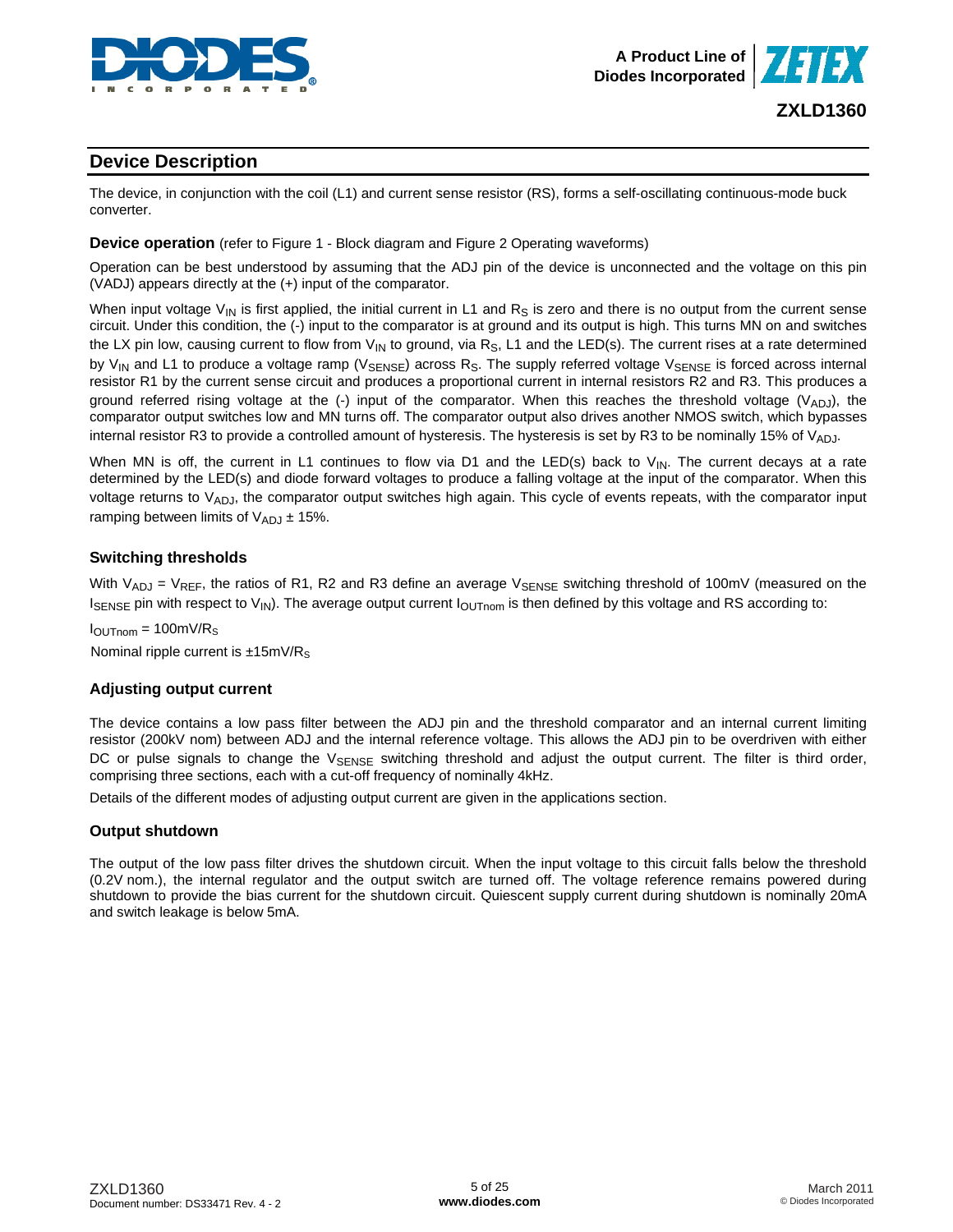## Device Description

The device, in conjunction with the coil (L1) and current sense resistor (RS), forms a self-oscillating continuous-mode buck converter.

**Device operation** (refer to Figure 1 - Block diagram and Figure 2 Operating waveforms)

Operation can be best understood by assuming that the ADJ pin of the device is unconnected and the voltage on this pin (VADJ) appears directly at the (+) input of the comparator.

When input voltage $V_{IN}$ is first applied, the initial current in L1 and $R_S$ is zero and there is no output from the current sense circuit. Under this condition, the (-) input to the comparator is at ground and its output is high. This turns MN on and switches the LX pin low, causing current to flow from $V_{IN}$ to ground, via $R_S$, L1 and the LED(s). The current rises at a rate determined by $V_{IN}$ and L1 to produce a voltage ramp ($V_{SENSE}$) across $R_S$. The supply referred voltage $V_{SENSE}$ is forced across internal resistor R1 by the current sense circuit and produces a proportional current in internal resistors R2 and R3. This produces a ground referred rising voltage at the (-) input of the comparator. When this reaches the threshold voltage ($V_{ADJ}$), the comparator output switches low and MN turns off. The comparator output also drives another NMOS switch, which bypasses internal resistor R3 to provide a controlled amount of hysteresis. The hysteresis is set by R3 to be nominally 15% of $V_{ADJ}$.

When MN is off, the current in L1 continues to flow via D1 and the LED(s) back to $V_{IN}$. The current decays at a rate determined by the LED(s) and diode forward voltages to produce a falling voltage at the input of the comparator. When this voltage returns to $V_{ADJ}$, the comparator output switches high again. This cycle of events repeats, with the comparator input ramping between limits of $V_{ADJ} \pm 15\%$.

### Switching thresholds

With $V_{ADJ} = V_{REF}$, the ratios of R1, R2 and R3 define an average $V_{SENSE}$ switching threshold of 100mV (measured on the $I_{SENSE}$ pin with respect to $V_{IN}$). The average output current $I_{OUTnom}$ is then defined by this voltage and RS according to:

$I_{OUTnom} = 100mV/R_S$

Nominal ripple current is $\pm 15mV/R_S$

### Adjusting output current

The device contains a low pass filter between the ADJ pin and the threshold comparator and an internal current limiting resistor (200kV nom) between ADJ and the internal reference voltage. This allows the ADJ pin to be overdriven with either DC or pulse signals to change the $V_{SENSE}$ switching threshold and adjust the output current. The filter is third order, comprising three sections, each with a cut-off frequency of nominally 4kHz.

Details of the different modes of adjusting output current are given in the applications section.

### Output shutdown

The output of the low pass filter drives the shutdown circuit. When the input voltage to this circuit falls below the threshold (0.2V nom.), the internal regulator and the output switch are turned off. The voltage reference remains powered during shutdown to provide the bias current for the shutdown circuit. Quiescent supply current during shutdown is nominally 20mA and switch leakage is below 5mA.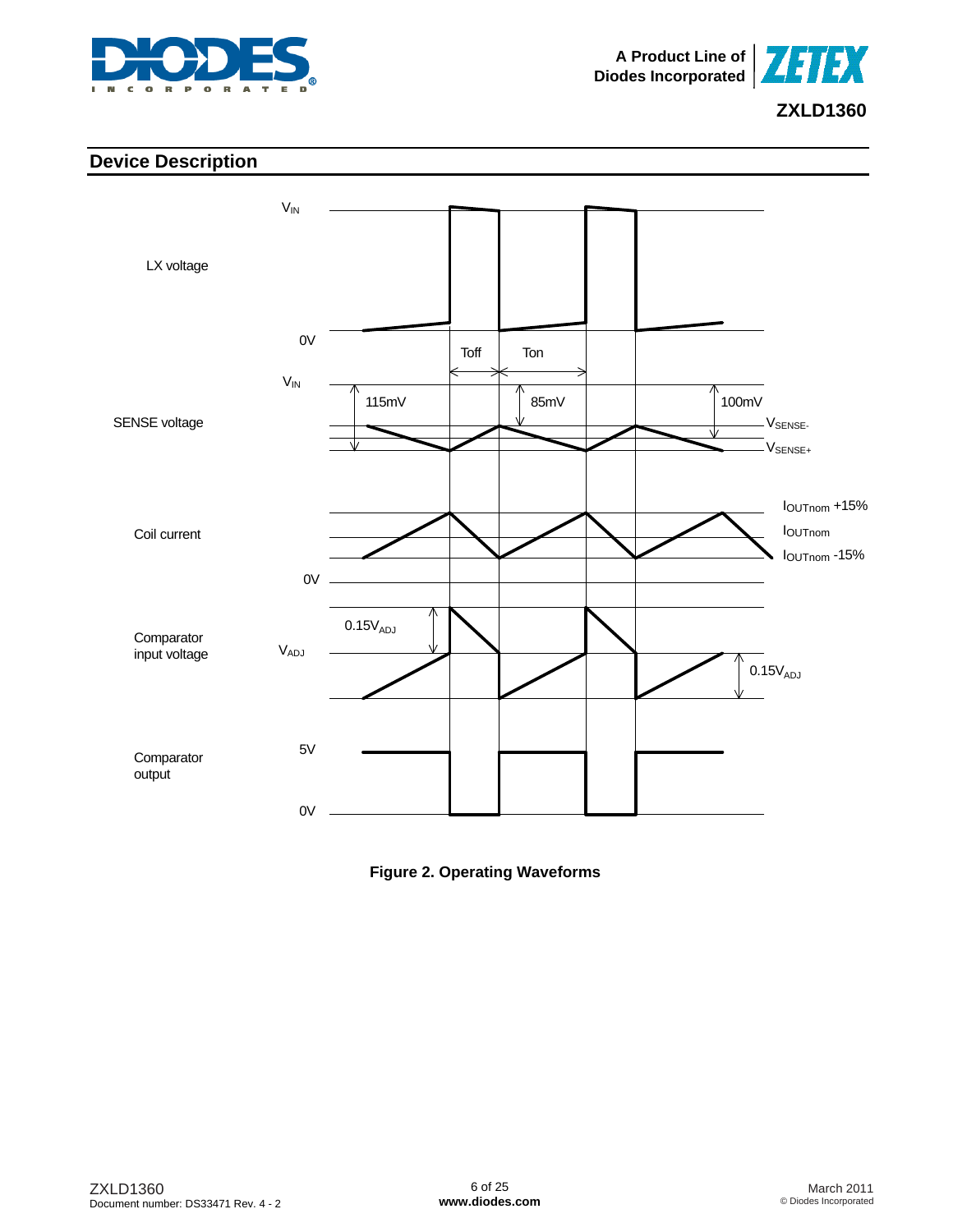## Device Description

LX voltage — $V_{IN}$, 0V, Toff, Ton

SENSE voltage — $V_{IN}$, 115mV, 85mV, 100mV, $V_{SENSE-}$, $V_{SENSE+}$

Coil current — $I_{OUTnom}$ +15%, $I_{OUTnom}$, $I_{OUTnom}$ -15%, 0V

Comparator input voltage — $0.15V_{ADJ}$, $V_{ADJ}$, $0.15V_{ADJ}$

Comparator output — 5V, 0V

**Figure 2. Operating Waveforms**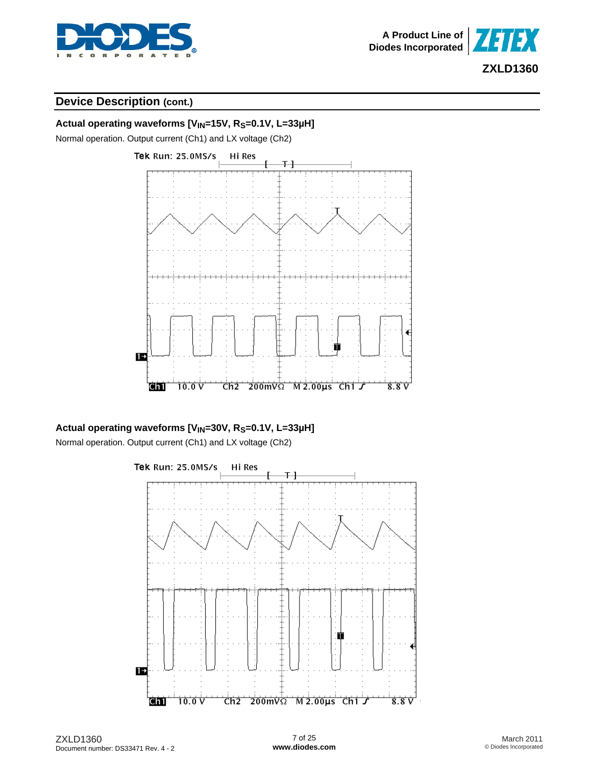## Device Description (cont.)

### Actual operating waveforms [$V_{IN}$=15V, $R_S$=0.1V, L=33μH]

Normal operation. Output current (Ch1) and LX voltage (Ch2)

### Actual operating waveforms [$V_{IN}$=30V, $R_S$=0.1V, L=33μH]

Normal operation. Output current (Ch1) and LX voltage (Ch2)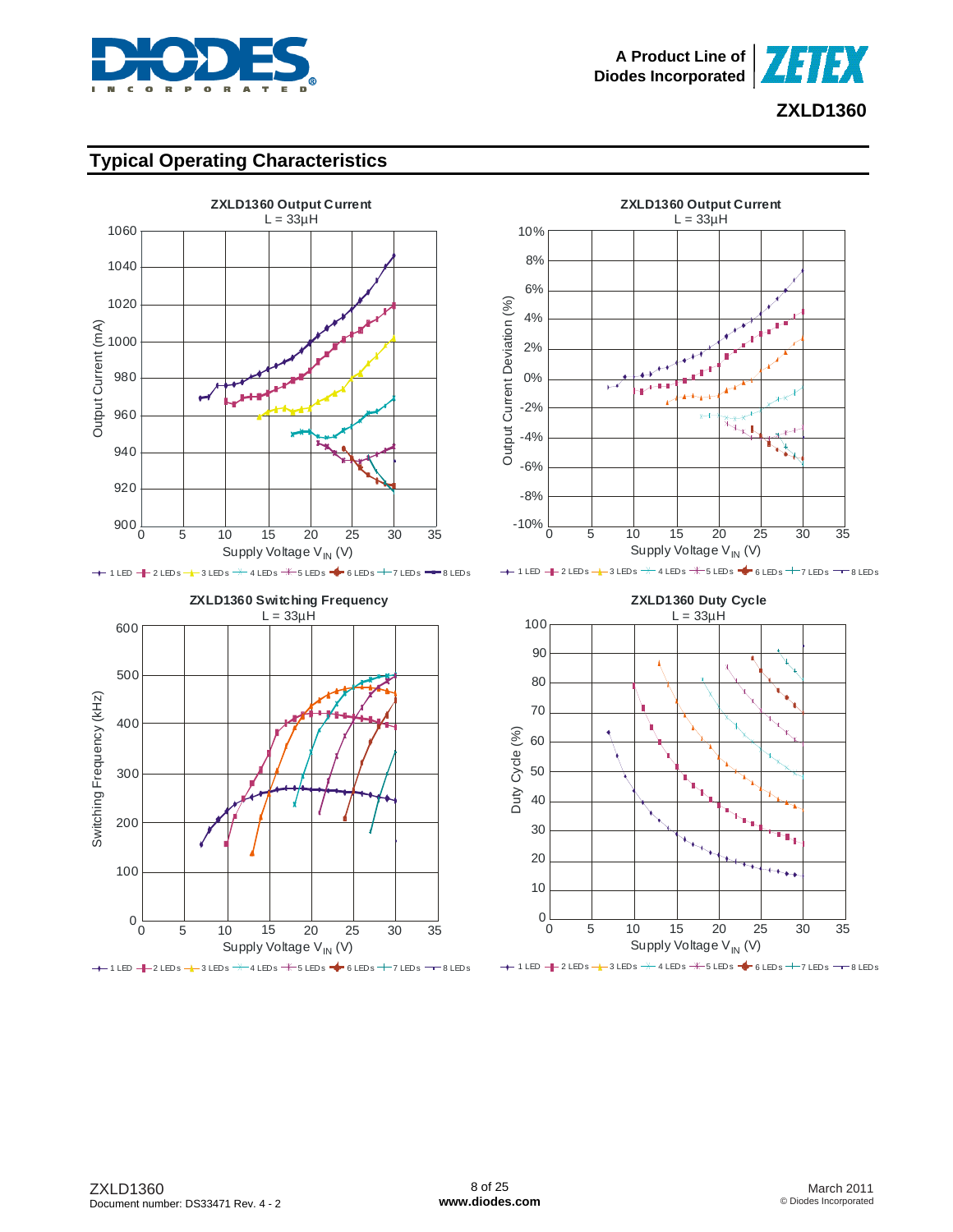## Typical Operating Characteristics

**ZXLD1360 Output Current**
L = 33µH

Output Current (mA) vs Supply Voltage $V_{IN}$ (V)

1 LED, 2 LEDs, 3 LEDs, 4 LEDs, 5 LEDs, 6 LEDs, 7 LEDs, 8 LEDs

**ZXLD1360 Output Current**
L = 33µH

Output Current Deviation (%) vs Supply Voltage $V_{IN}$ (V)

1 LED, 2 LEDs, 3 LEDs, 4 LEDs, 5 LEDs, 6 LEDs, 7 LEDs, 8 LEDs

**ZXLD1360 Switching Frequency**
L = 33µH

Switching Frequency (kHz) vs Supply Voltage $V_{IN}$ (V)

1 LED, 2 LEDs, 3 LEDs, 4 LEDs, 5 LEDs, 6 LEDs, 7 LEDs, 8 LEDs

**ZXLD1360 Duty Cycle**
L = 33µH

Duty Cycle (%) vs Supply Voltage $V_{IN}$ (V)

1 LED, 2 LEDs, 3 LEDs, 4 LEDs, 5 LEDs, 6 LEDs, 7 LEDs, 8 LEDs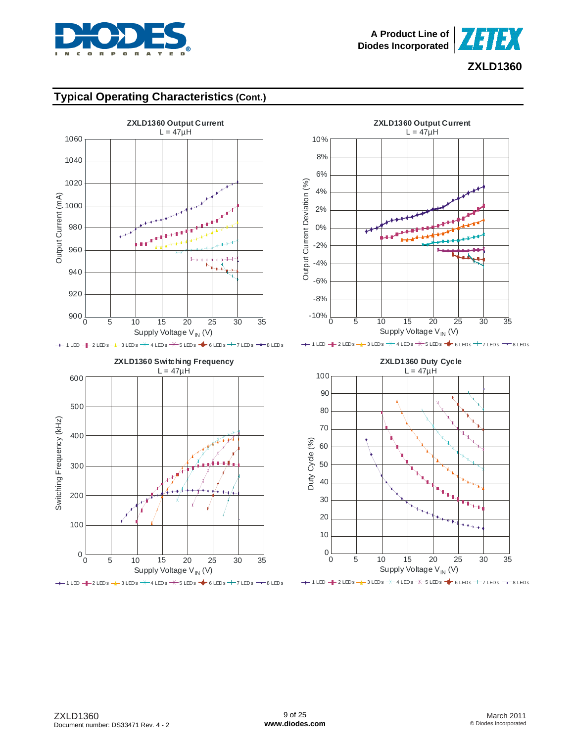## Typical Operating Characteristics (Cont.)

**ZXLD1360 Output Current**
L = 47µH

Output Current (mA) vs Supply Voltage $V_{IN}$ (V)

1 LED, 2 LEDs, 3 LEDs, 4 LEDs, 5 LEDs, 6 LEDs, 7 LEDs, 8 LEDs

**ZXLD1360 Output Current**
L = 47µH

Output Current Deviation (%) vs Supply Voltage $V_{IN}$ (V)

1 LED, 2 LEDs, 3 LEDs, 4 LEDs, 5 LEDs, 6 LEDs, 7 LEDs, 8 LEDs

**ZXLD1360 Switching Frequency**
L = 47µH

Switching Frequency (kHz) vs Supply Voltage $V_{IN}$ (V)

1 LED, 2 LEDs, 3 LEDs, 4 LEDs, 5 LEDs, 6 LEDs, 7 LEDs, 8 LEDs

**ZXLD1360 Duty Cycle**
L = 47µH

Duty Cycle (%) vs Supply Voltage $V_{IN}$ (V)

1 LED, 2 LEDs, 3 LEDs, 4 LEDs, 5 LEDs, 6 LEDs, 7 LEDs, 8 LEDs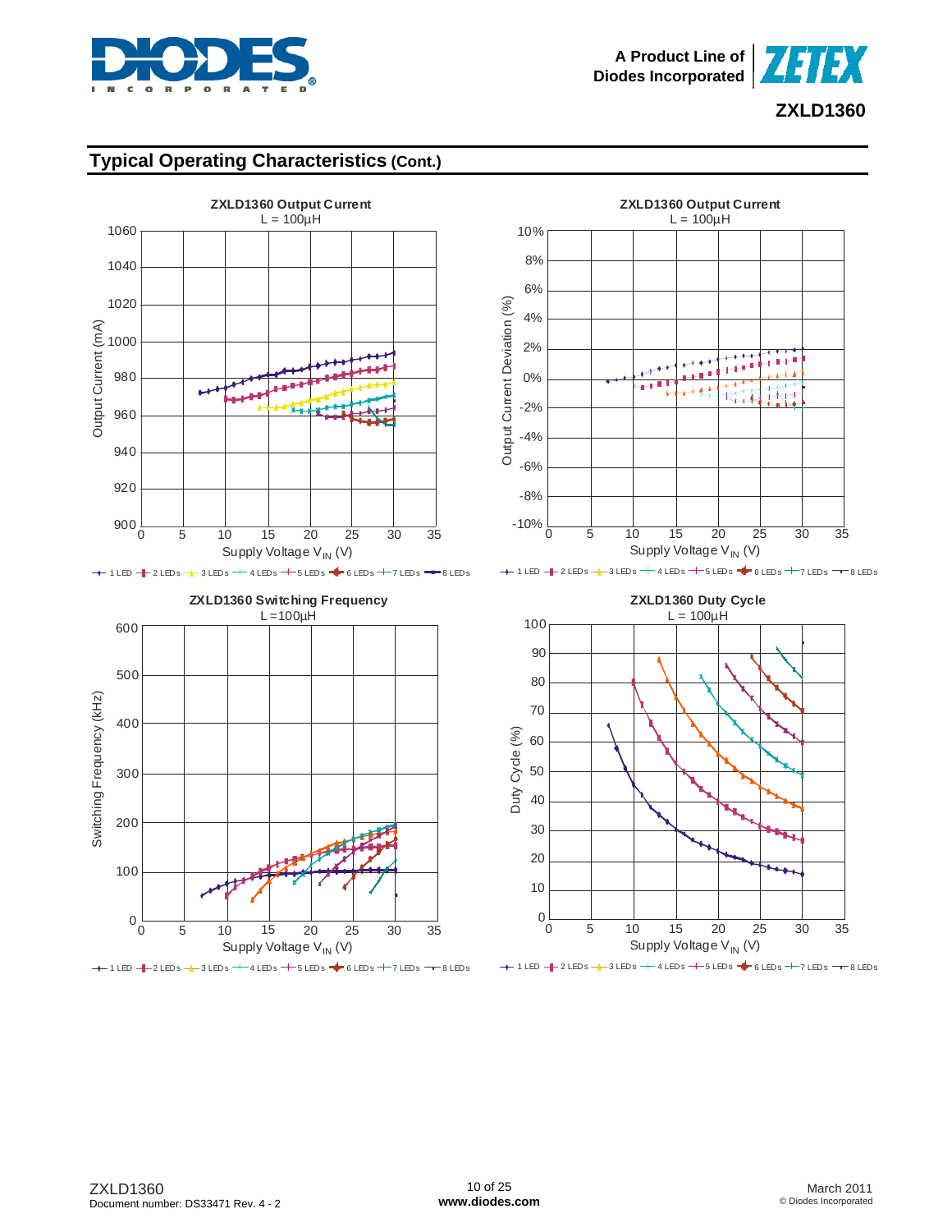## Typical Operating Characteristics (Cont.)

**ZXLD1360 Output Current**
L = 100µH

Output Current (mA) vs. Supply Voltage $V_{IN}$ (V)

1 LED, 2 LEDs, 3 LEDs, 4 LEDs, 5 LEDs, 6 LEDs, 7 LEDs, 8 LEDs

**ZXLD1360 Output Current**
L = 100µH

Output Current Deviation (%) vs. Supply Voltage $V_{IN}$ (V)

1 LED, 2 LEDs, 3 LEDs, 4 LEDs, 5 LEDs, 6 LEDs, 7 LEDs, 8 LEDs

**ZXLD1360 Switching Frequency**
L =100µH

Switching Frequency (kHz) vs. Supply Voltage $V_{IN}$ (V)

1 LED, 2 LEDs, 3 LEDs, 4 LEDs, 5 LEDs, 6 LEDs, 7 LEDs, 8 LEDs

**ZXLD1360 Duty Cycle**
L = 100µH

Duty Cycle (%) vs. Supply Voltage $V_{IN}$ (V)

1 LED, 2 LEDs, 3 LEDs, 4 LEDs, 5 LEDs, 6 LEDs, 7 LEDs, 8 LEDs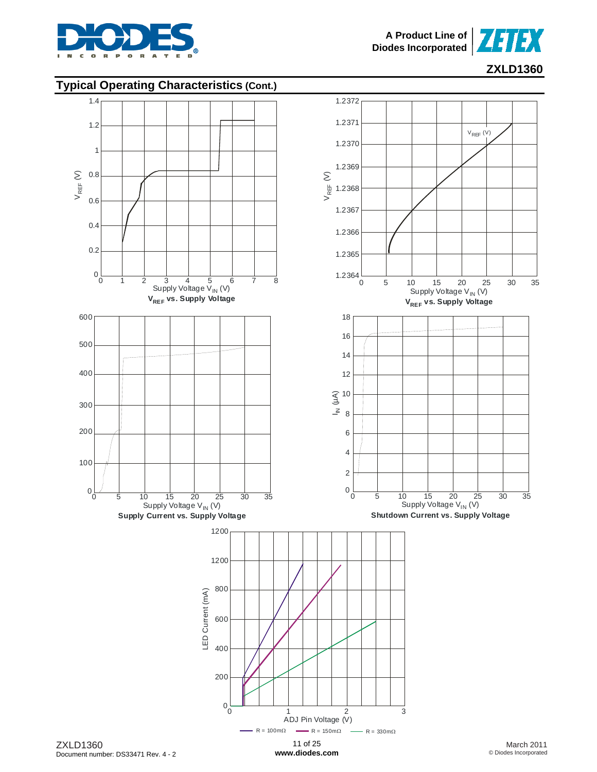## Typical Operating Characteristics (Cont.)

$V_{REF}$ vs. Supply Voltage

$V_{REF}$ vs. Supply Voltage

Supply Current vs. Supply Voltage

Shutdown Current vs. Supply Voltage

R = 100mΩ — R = 150mΩ — R = 330mΩ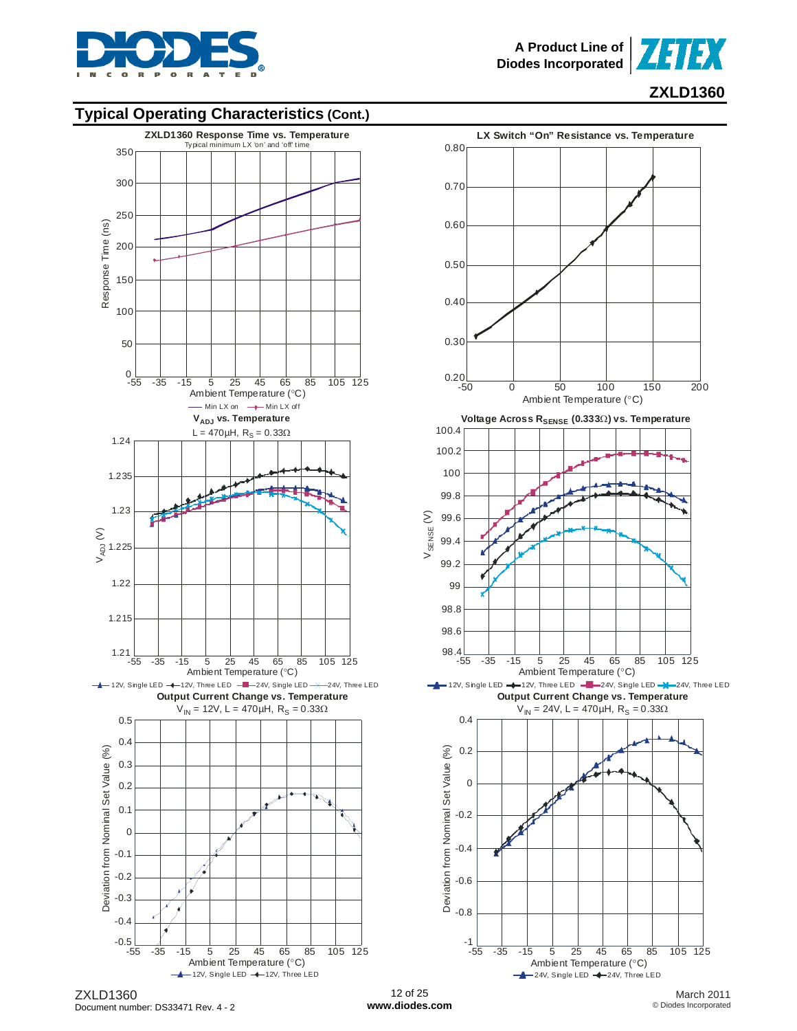## Typical Operating Characteristics (Cont.)

**ZXLD1360 Response Time vs. Temperature**

Typical minimum LX 'on' and 'off' time

Response Time (ns) vs. Ambient Temperature (°C)

— Min LX on — Min LX off

**LX Switch "On" Resistance vs. Temperature**

Ambient Temperature (°C)

**$V_{ADJ}$ vs. Temperature**

L = 470µH, $R_S$ = 0.33Ω

$V_{ADJ}$ (V) vs. Ambient Temperature (°C)

12V, Single LED — 12V, Three LED — 24V, Single LED — 24V, Three LED

**Voltage Across $R_{SENSE}$ (0.333Ω) vs. Temperature**

$V_{SENSE}$ (V) vs. Ambient Temperature (°C)

12V, Single LED — 12V, Three LED — 24V, Single LED — 24V, Three LED

**Output Current Change vs. Temperature**

$V_{IN}$ = 12V, L = 470µH, $R_S$ = 0.33Ω

Deviation from Nominal Set Value (%) vs. Ambient Temperature (°C)

12V, Single LED — 12V, Three LED

**Output Current Change vs. Temperature**

$V_{IN}$ = 24V, L = 470µH, $R_S$ = 0.33Ω

Deviation from Nominal Set Value (%) vs. Ambient Temperature (°C)

24V, Single LED — 24V, Three LED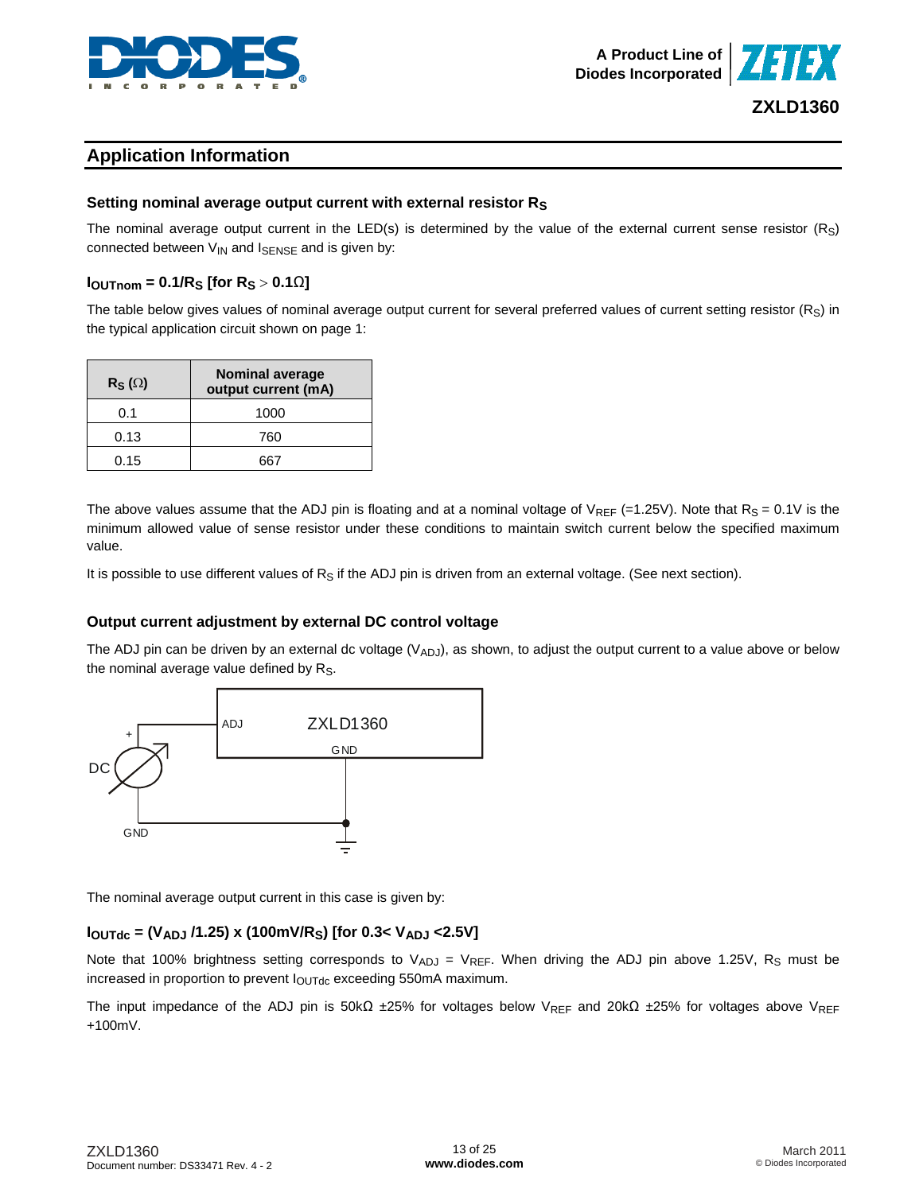## Application Information

### Setting nominal average output current with external resistor $R_S$

The nominal average output current in the LED(s) is determined by the value of the external current sense resistor ($R_S$) connected between $V_{IN}$ and $I_{SENSE}$ and is given by:

**$I_{OUTnom} = 0.1/R_S$ [for $R_S > 0.1\Omega$]**

The table below gives values of nominal average output current for several preferred values of current setting resistor ($R_S$) in the typical application circuit shown on page 1:

| $R_S$ ($\Omega$) | Nominal average output current (mA) |
|---|---|
| 0.1 | 1000 |
| 0.13 | 760 |
| 0.15 | 667 |

The above values assume that the ADJ pin is floating and at a nominal voltage of $V_{REF}$ (=1.25V). Note that $R_S$ = 0.1V is the minimum allowed value of sense resistor under these conditions to maintain switch current below the specified maximum value.

It is possible to use different values of $R_S$ if the ADJ pin is driven from an external voltage. (See next section).

### Output current adjustment by external DC control voltage

The ADJ pin can be driven by an external dc voltage ($V_{ADJ}$), as shown, to adjust the output current to a value above or below the nominal average value defined by $R_S$.

The nominal average output current in this case is given by:

**$I_{OUTdc} = (V_{ADJ}/1.25) \times (100mV/R_S)$ [for $0.3 < V_{ADJ} < 2.5V$]**

Note that 100% brightness setting corresponds to $V_{ADJ} = V_{REF}$. When driving the ADJ pin above 1.25V, $R_S$ must be increased in proportion to prevent $I_{OUTdc}$ exceeding 550mA maximum.

The input impedance of the ADJ pin is 50kΩ ±25% for voltages below $V_{REF}$ and 20kΩ ±25% for voltages above $V_{REF}$ +100mV.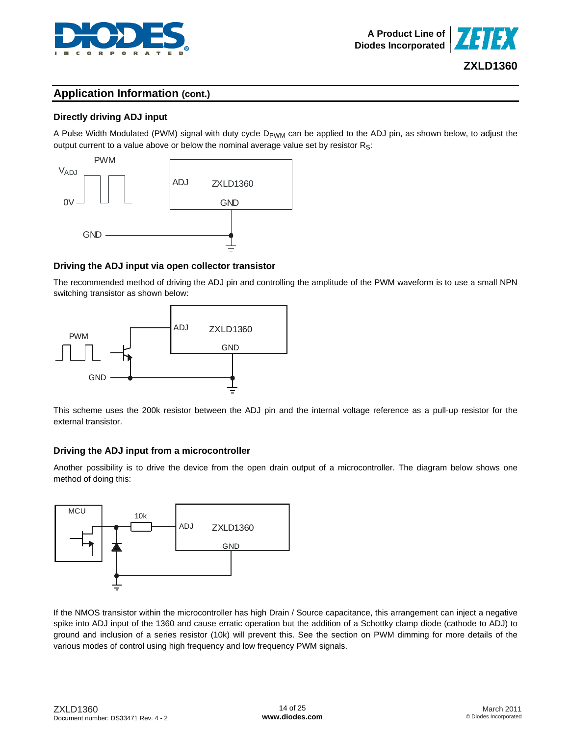## Application Information (cont.)

### Directly driving ADJ input

A Pulse Width Modulated (PWM) signal with duty cycle $D_{PWM}$ can be applied to the ADJ pin, as shown below, to adjust the output current to a value above or below the nominal average value set by resistor $R_S$:

### Driving the ADJ input via open collector transistor

The recommended method of driving the ADJ pin and controlling the amplitude of the PWM waveform is to use a small NPN switching transistor as shown below:

This scheme uses the 200k resistor between the ADJ pin and the internal voltage reference as a pull-up resistor for the external transistor.

### Driving the ADJ input from a microcontroller

Another possibility is to drive the device from the open drain output of a microcontroller. The diagram below shows one method of doing this:

If the NMOS transistor within the microcontroller has high Drain / Source capacitance, this arrangement can inject a negative spike into ADJ input of the 1360 and cause erratic operation but the addition of a Schottky clamp diode (cathode to ADJ) to ground and inclusion of a series resistor (10k) will prevent this. See the section on PWM dimming for more details of the various modes of control using high frequency and low frequency PWM signals.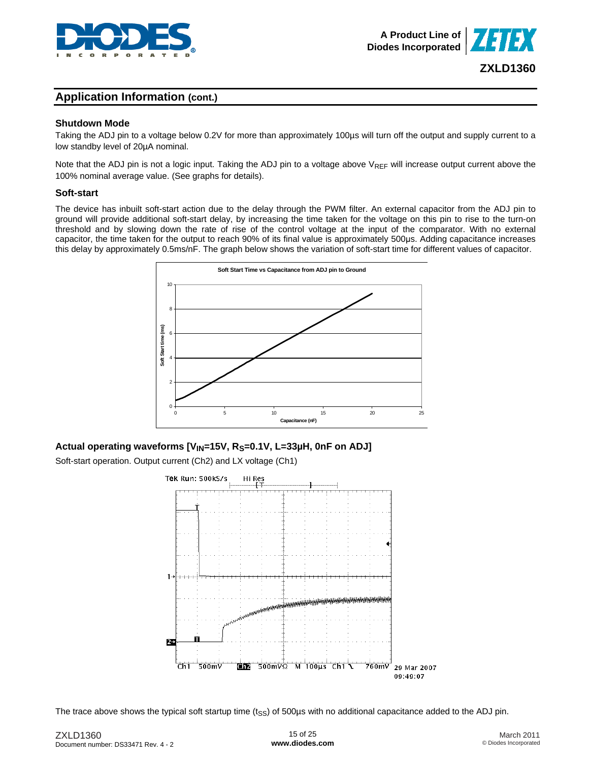## Application Information (cont.)

### Shutdown Mode

Taking the ADJ pin to a voltage below 0.2V for more than approximately 100µs will turn off the output and supply current to a low standby level of 20µA nominal.

Note that the ADJ pin is not a logic input. Taking the ADJ pin to a voltage above $V_{REF}$ will increase output current above the 100% nominal average value. (See graphs for details).

### Soft-start

The device has inbuilt soft-start action due to the delay through the PWM filter. An external capacitor from the ADJ pin to ground will provide additional soft-start delay, by increasing the time taken for the voltage on this pin to rise to the turn-on threshold and by slowing down the rate of rise of the control voltage at the input of the comparator. With no external capacitor, the time taken for the output to reach 90% of its final value is approximately 500µs. Adding capacitance increases this delay by approximately 0.5ms/nF. The graph below shows the variation of soft-start time for different values of capacitor.

### Actual operating waveforms [$V_{IN}$=15V, $R_S$=0.1V, L=33µH, 0nF on ADJ]

Soft-start operation. Output current (Ch2) and LX voltage (Ch1)

The trace above shows the typical soft startup time ($t_{SS}$) of 500µs with no additional capacitance added to the ADJ pin.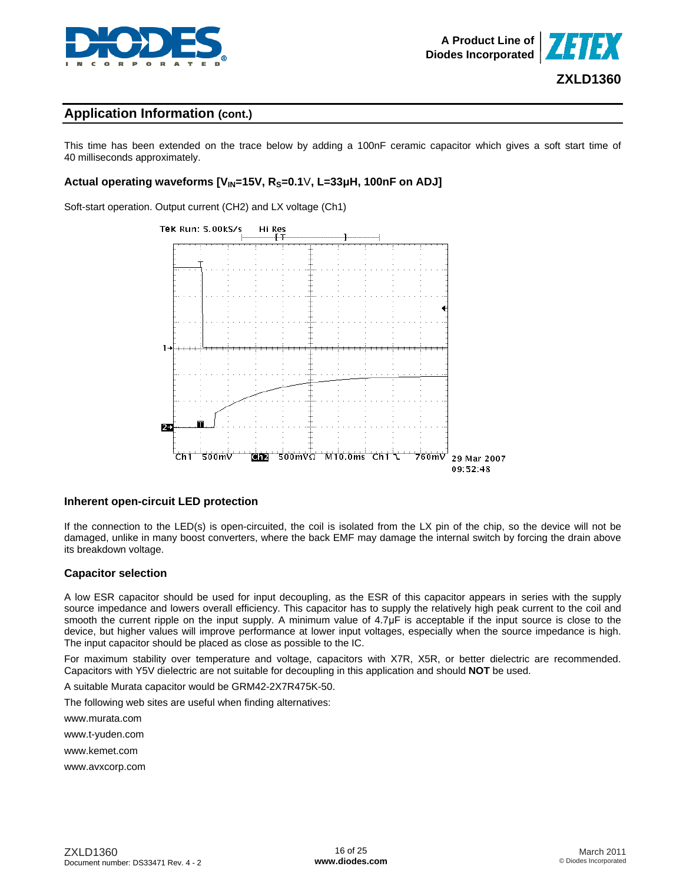## Application Information (cont.)

This time has been extended on the trace below by adding a 100nF ceramic capacitor which gives a soft start time of 40 milliseconds approximately.

### Actual operating waveforms [$V_{IN}$=15V, $R_S$=0.1V, L=33µH, 100nF on ADJ]

Soft-start operation. Output current (CH2) and LX voltage (Ch1)

Tek Run: 5.00kS/s Hi Res

Ch1 500mV Ch2 500mVΩ M10.0ms Ch1 ↘ 760mV 29 Mar 2007 09:52:48

### Inherent open-circuit LED protection

If the connection to the LED(s) is open-circuited, the coil is isolated from the LX pin of the chip, so the device will not be damaged, unlike in many boost converters, where the back EMF may damage the internal switch by forcing the drain above its breakdown voltage.

### Capacitor selection

A low ESR capacitor should be used for input decoupling, as the ESR of this capacitor appears in series with the supply source impedance and lowers overall efficiency. This capacitor has to supply the relatively high peak current to the coil and smooth the current ripple on the input supply. A minimum value of 4.7µF is acceptable if the input source is close to the device, but higher values will improve performance at lower input voltages, especially when the source impedance is high. The input capacitor should be placed as close as possible to the IC.

For maximum stability over temperature and voltage, capacitors with X7R, X5R, or better dielectric are recommended. Capacitors with Y5V dielectric are not suitable for decoupling in this application and should **NOT** be used.

A suitable Murata capacitor would be GRM42-2X7R475K-50.

The following web sites are useful when finding alternatives:

www.murata.com

www.t-yuden.com

www.kemet.com

www.avxcorp.com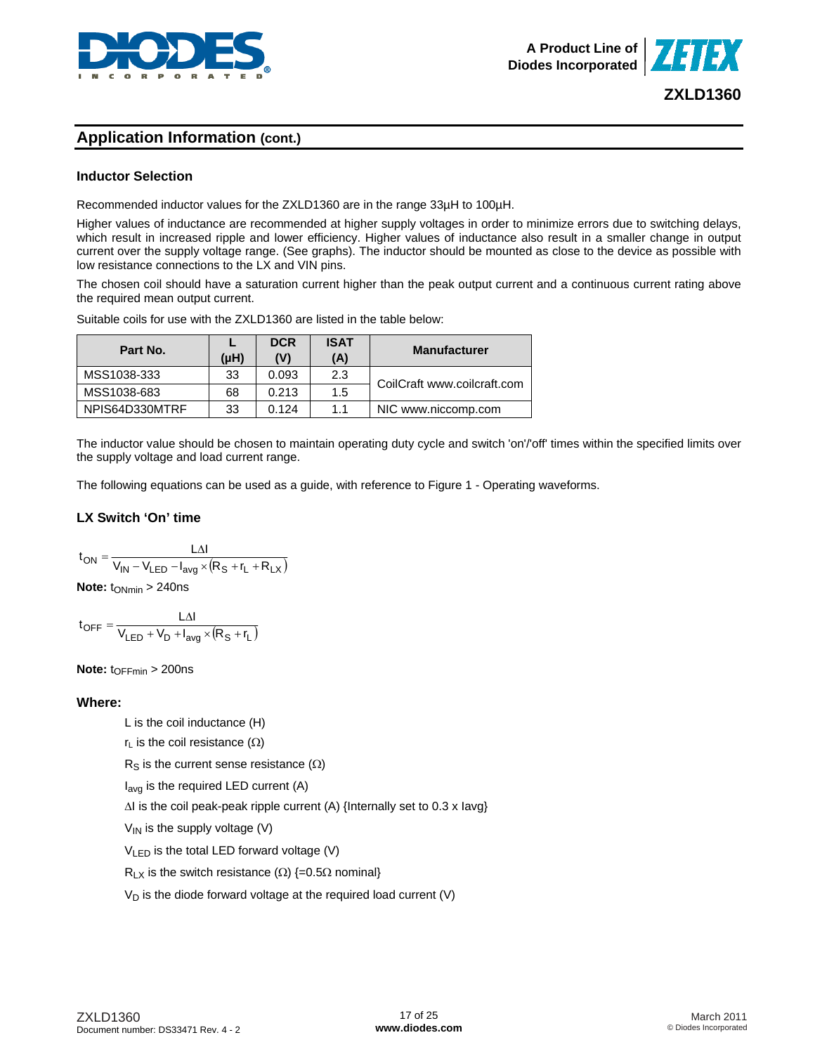## Application Information (cont.)

### Inductor Selection

Recommended inductor values for the ZXLD1360 are in the range 33µH to 100µH.

Higher values of inductance are recommended at higher supply voltages in order to minimize errors due to switching delays, which result in increased ripple and lower efficiency. Higher values of inductance also result in a smaller change in output current over the supply voltage range. (See graphs). The inductor should be mounted as close to the device as possible with low resistance connections to the LX and VIN pins.

The chosen coil should have a saturation current higher than the peak output current and a continuous current rating above the required mean output current.

Suitable coils for use with the ZXLD1360 are listed in the table below:

| Part No. | L (µH) | DCR (V) | ISAT (A) | Manufacturer |
|---|---|---|---|---|
| MSS1038-333 | 33 | 0.093 | 2.3 | CoilCraft www.coilcraft.com |
| MSS1038-683 | 68 | 0.213 | 1.5 | |
| NPIS64D330MTRF | 33 | 0.124 | 1.1 | NIC www.niccomp.com |

The inductor value should be chosen to maintain operating duty cycle and switch 'on'/'off' times within the specified limits over the supply voltage and load current range.

The following equations can be used as a guide, with reference to Figure 1 - Operating waveforms.

### LX Switch 'On' time

$$t_{ON} = \frac{L\Delta I}{V_{IN} - V_{LED} - I_{avg} \times (R_S + r_L + R_{LX})}$$

**Note:** $t_{ONmin}$ > 240ns

$$t_{OFF} = \frac{L\Delta I}{V_{LED} + V_D + I_{avg} \times (R_S + r_L)}$$

**Note:** $t_{OFFmin}$ > 200ns

**Where:**

L is the coil inductance (H)

$r_L$ is the coil resistance (Ω)

$R_S$ is the current sense resistance (Ω)

$I_{avg}$ is the required LED current (A)

$\Delta I$ is the coil peak-peak ripple current (A) {Internally set to 0.3 x Iavg}

$V_{IN}$ is the supply voltage (V)

$V_{LED}$ is the total LED forward voltage (V)

$R_{LX}$ is the switch resistance (Ω) {=0.5Ω nominal}

$V_D$ is the diode forward voltage at the required load current (V)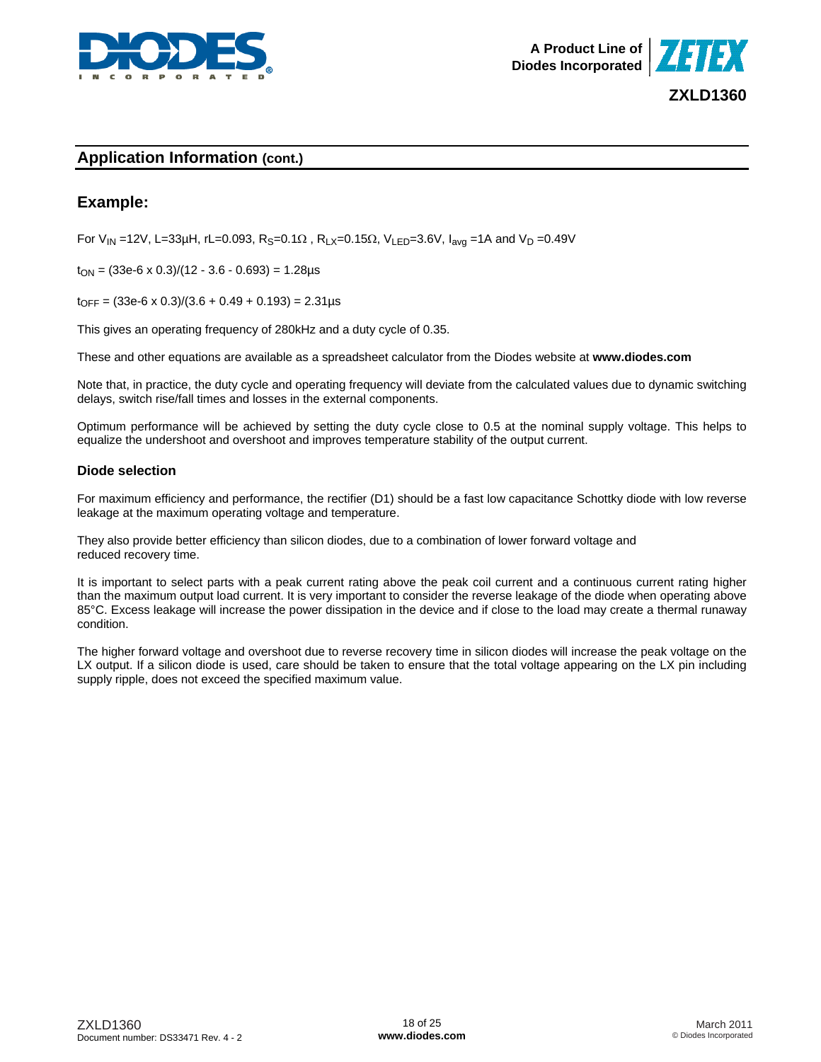## Application Information (cont.)

## Example:

For $V_{IN}$ =12V, L=33µH, rL=0.093, $R_S$=0.1Ω , $R_{LX}$=0.15Ω, $V_{LED}$=3.6V, $I_{avg}$ =1A and $V_D$ =0.49V

$t_{ON}$ = (33e-6 x 0.3)/(12 - 3.6 - 0.693) = 1.28µs

$t_{OFF}$ = (33e-6 x 0.3)/(3.6 + 0.49 + 0.193) = 2.31µs

This gives an operating frequency of 280kHz and a duty cycle of 0.35.

These and other equations are available as a spreadsheet calculator from the Diodes website at **www.diodes.com**

Note that, in practice, the duty cycle and operating frequency will deviate from the calculated values due to dynamic switching delays, switch rise/fall times and losses in the external components.

Optimum performance will be achieved by setting the duty cycle close to 0.5 at the nominal supply voltage. This helps to equalize the undershoot and overshoot and improves temperature stability of the output current.

### Diode selection

For maximum efficiency and performance, the rectifier (D1) should be a fast low capacitance Schottky diode with low reverse leakage at the maximum operating voltage and temperature.

They also provide better efficiency than silicon diodes, due to a combination of lower forward voltage and reduced recovery time.

It is important to select parts with a peak current rating above the peak coil current and a continuous current rating higher than the maximum output load current. It is very important to consider the reverse leakage of the diode when operating above 85°C. Excess leakage will increase the power dissipation in the device and if close to the load may create a thermal runaway condition.

The higher forward voltage and overshoot due to reverse recovery time in silicon diodes will increase the peak voltage on the LX output. If a silicon diode is used, care should be taken to ensure that the total voltage appearing on the LX pin including supply ripple, does not exceed the specified maximum value.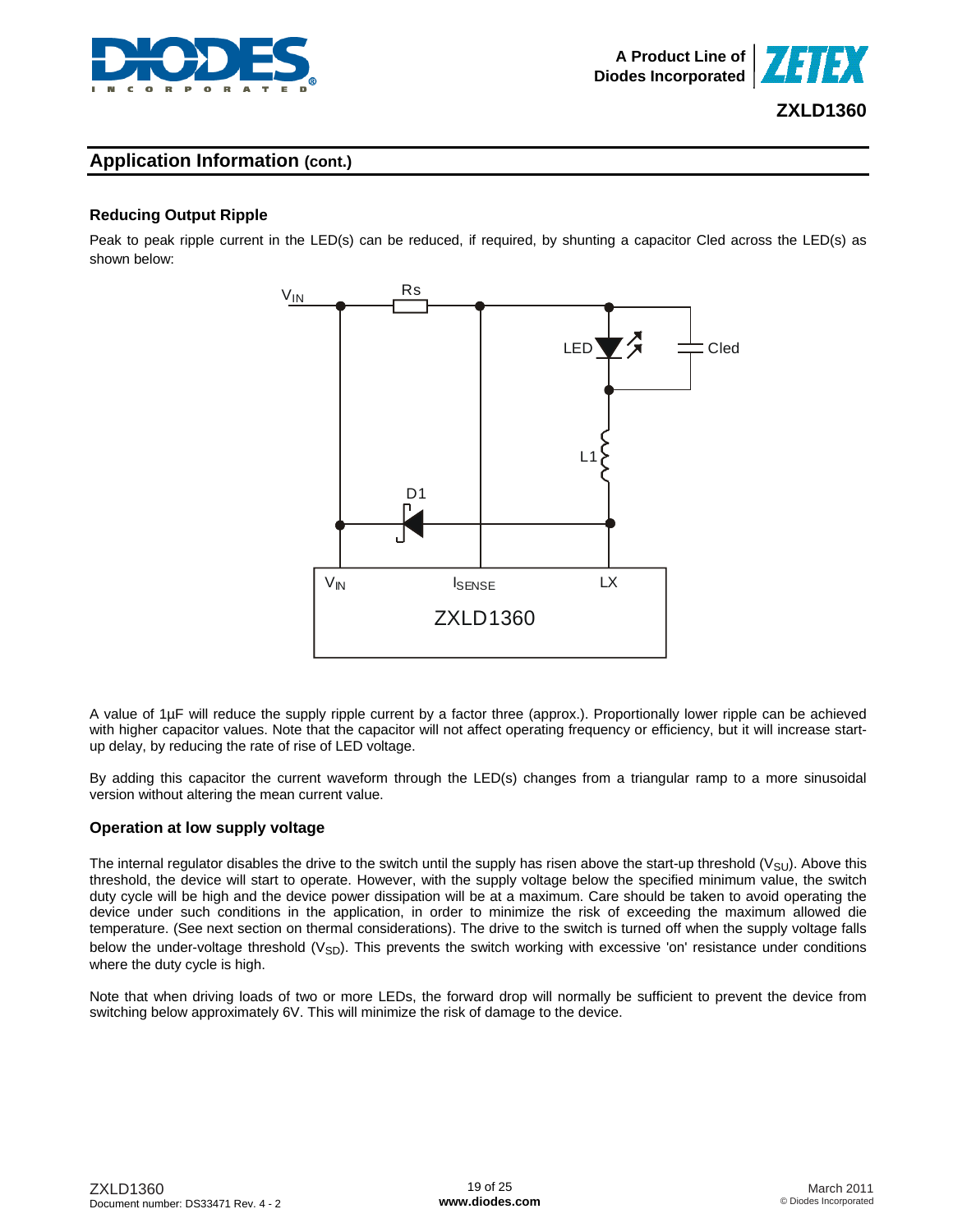## Application Information (cont.)

### Reducing Output Ripple

Peak to peak ripple current in the LED(s) can be reduced, if required, by shunting a capacitor Cled across the LED(s) as shown below:

A value of 1µF will reduce the supply ripple current by a factor three (approx.). Proportionally lower ripple can be achieved with higher capacitor values. Note that the capacitor will not affect operating frequency or efficiency, but it will increase start-up delay, by reducing the rate of rise of LED voltage.

By adding this capacitor the current waveform through the LED(s) changes from a triangular ramp to a more sinusoidal version without altering the mean current value.

### Operation at low supply voltage

The internal regulator disables the drive to the switch until the supply has risen above the start-up threshold ($V_{SU}$). Above this threshold, the device will start to operate. However, with the supply voltage below the specified minimum value, the switch duty cycle will be high and the device power dissipation will be at a maximum. Care should be taken to avoid operating the device under such conditions in the application, in order to minimize the risk of exceeding the maximum allowed die temperature. (See next section on thermal considerations). The drive to the switch is turned off when the supply voltage falls below the under-voltage threshold ($V_{SD}$). This prevents the switch working with excessive 'on' resistance under conditions where the duty cycle is high.

Note that when driving loads of two or more LEDs, the forward drop will normally be sufficient to prevent the device from switching below approximately 6V. This will minimize the risk of damage to the device.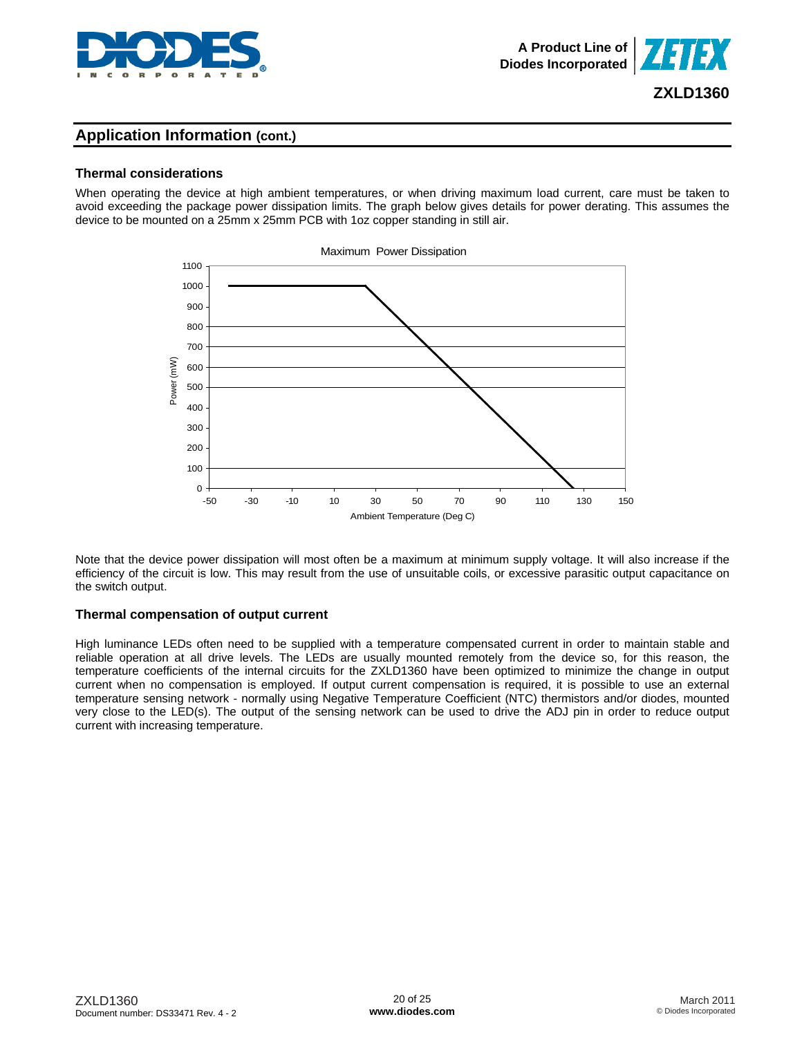## Application Information (cont.)

### Thermal considerations

When operating the device at high ambient temperatures, or when driving maximum load current, care must be taken to avoid exceeding the package power dissipation limits. The graph below gives details for power derating. This assumes the device to be mounted on a 25mm x 25mm PCB with 1oz copper standing in still air.

Maximum Power Dissipation

Note that the device power dissipation will most often be a maximum at minimum supply voltage. It will also increase if the efficiency of the circuit is low. This may result from the use of unsuitable coils, or excessive parasitic output capacitance on the switch output.

### Thermal compensation of output current

High luminance LEDs often need to be supplied with a temperature compensated current in order to maintain stable and reliable operation at all drive levels. The LEDs are usually mounted remotely from the device so, for this reason, the temperature coefficients of the internal circuits for the ZXLD1360 have been optimized to minimize the change in output current when no compensation is employed. If output current compensation is required, it is possible to use an external temperature sensing network - normally using Negative Temperature Coefficient (NTC) thermistors and/or diodes, mounted very close to the LED(s). The output of the sensing network can be used to drive the ADJ pin in order to reduce output current with increasing temperature.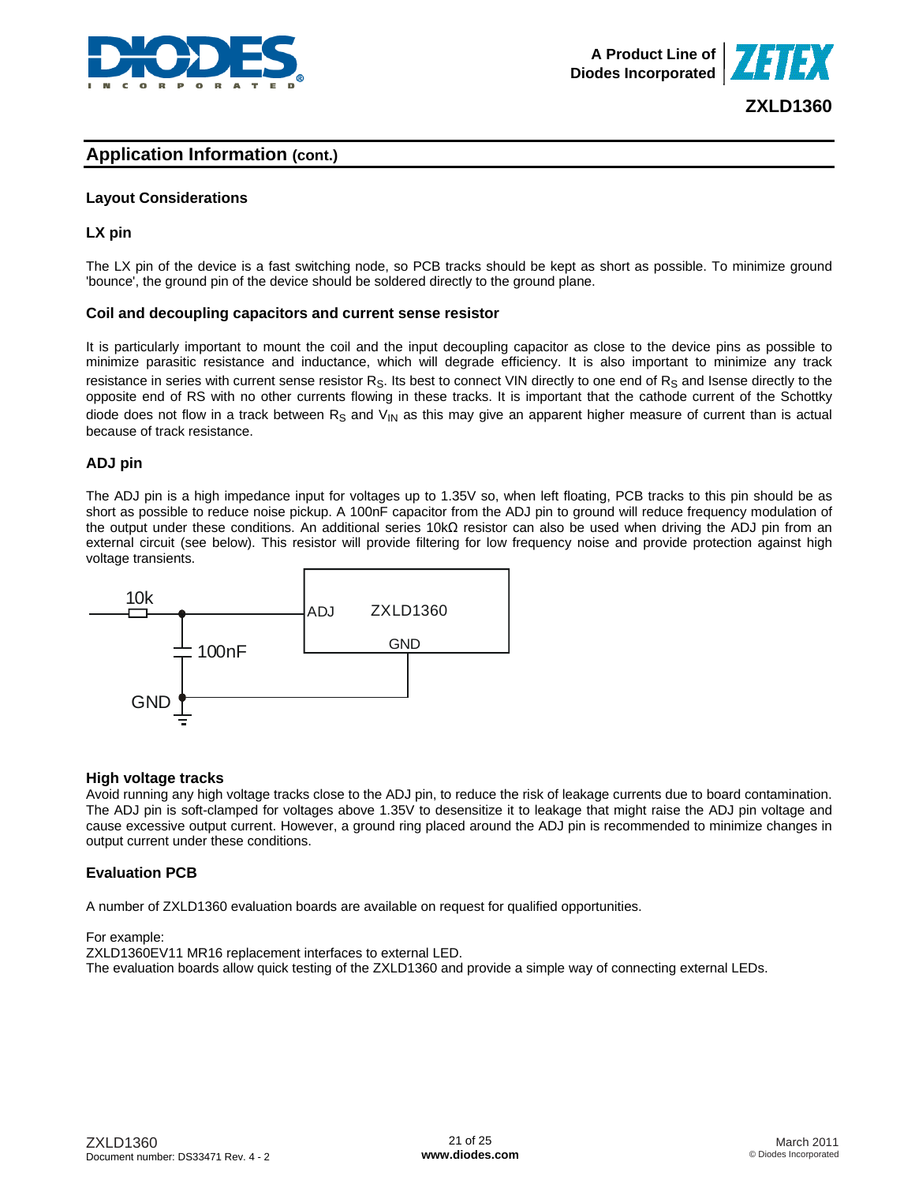## Application Information (cont.)

### Layout Considerations

### LX pin

The LX pin of the device is a fast switching node, so PCB tracks should be kept as short as possible. To minimize ground 'bounce', the ground pin of the device should be soldered directly to the ground plane.

### Coil and decoupling capacitors and current sense resistor

It is particularly important to mount the coil and the input decoupling capacitor as close to the device pins as possible to minimize parasitic resistance and inductance, which will degrade efficiency. It is also important to minimize any track resistance in series with current sense resistor $R_S$. Its best to connect VIN directly to one end of $R_S$ and Isense directly to the opposite end of RS with no other currents flowing in these tracks. It is important that the cathode current of the Schottky diode does not flow in a track between $R_S$ and $V_{IN}$ as this may give an apparent higher measure of current than is actual because of track resistance.

### ADJ pin

The ADJ pin is a high impedance input for voltages up to 1.35V so, when left floating, PCB tracks to this pin should be as short as possible to reduce noise pickup. A 100nF capacitor from the ADJ pin to ground will reduce frequency modulation of the output under these conditions. An additional series 10kΩ resistor can also be used when driving the ADJ pin from an external circuit (see below). This resistor will provide filtering for low frequency noise and provide protection against high voltage transients.

10k

100nF

GND

ADJ ZXLD1360

GND

### High voltage tracks

Avoid running any high voltage tracks close to the ADJ pin, to reduce the risk of leakage currents due to board contamination. The ADJ pin is soft-clamped for voltages above 1.35V to desensitize it to leakage that might raise the ADJ pin voltage and cause excessive output current. However, a ground ring placed around the ADJ pin is recommended to minimize changes in output current under these conditions.

### Evaluation PCB

A number of ZXLD1360 evaluation boards are available on request for qualified opportunities.

For example:
ZXLD1360EV11 MR16 replacement interfaces to external LED.
The evaluation boards allow quick testing of the ZXLD1360 and provide a simple way of connecting external LEDs.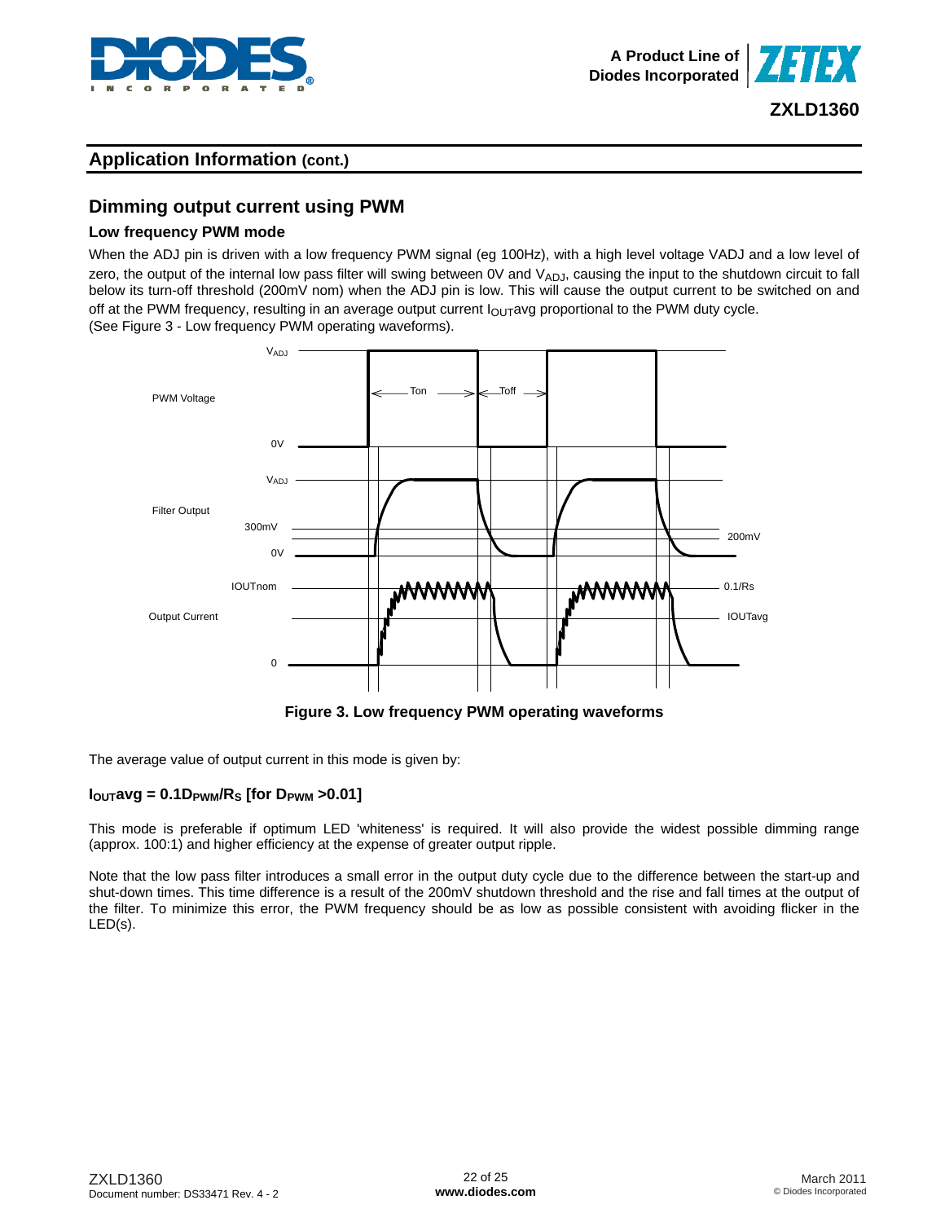## Application Information (cont.)

## Dimming output current using PWM

### Low frequency PWM mode

When the ADJ pin is driven with a low frequency PWM signal (eg 100Hz), with a high level voltage VADJ and a low level of zero, the output of the internal low pass filter will swing between 0V and $V_{ADJ}$, causing the input to the shutdown circuit to fall below its turn-off threshold (200mV nom) when the ADJ pin is low. This will cause the output current to be switched on and off at the PWM frequency, resulting in an average output current $I_{OUT}$avg proportional to the PWM duty cycle.
(See Figure 3 - Low frequency PWM operating waveforms).

**Figure 3. Low frequency PWM operating waveforms**

The average value of output current in this mode is given by:

$$I_{OUT}avg = 0.1D_{PWM}/R_S \text{ [for } D_{PWM} > 0.01]$$

This mode is preferable if optimum LED 'whiteness' is required. It will also provide the widest possible dimming range (approx. 100:1) and higher efficiency at the expense of greater output ripple.

Note that the low pass filter introduces a small error in the output duty cycle due to the difference between the start-up and shut-down times. This time difference is a result of the 200mV shutdown threshold and the rise and fall times at the output of the filter. To minimize this error, the PWM frequency should be as low as possible consistent with avoiding flicker in the LED(s).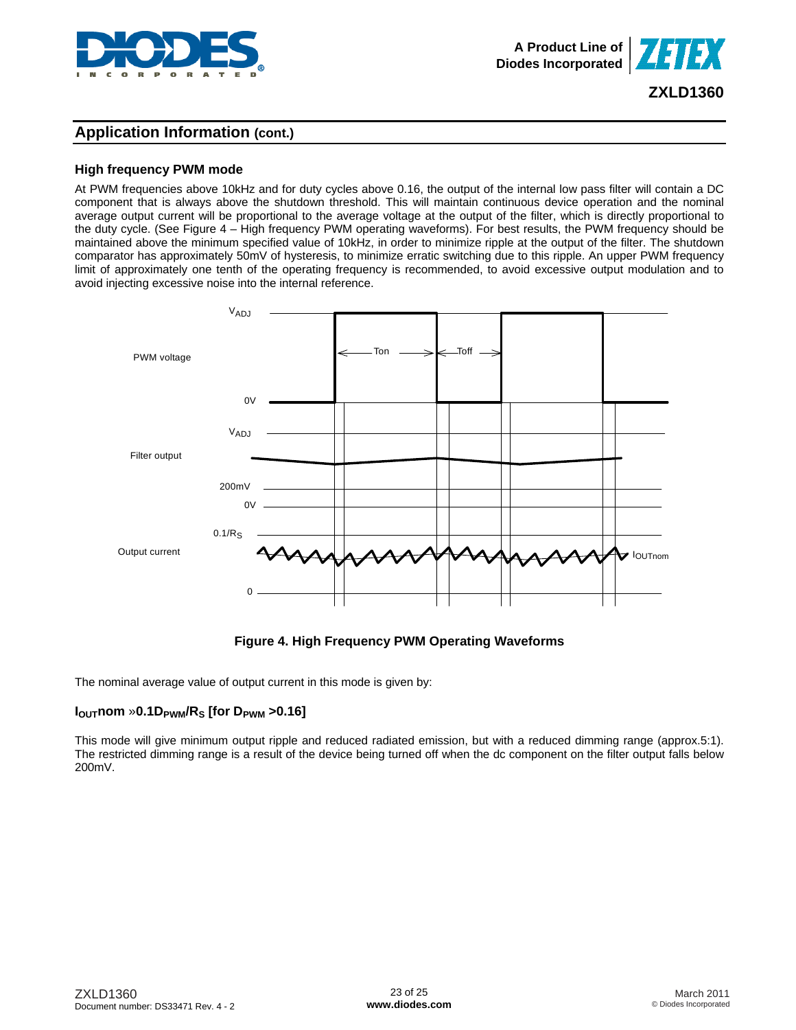## Application Information (cont.)

### High frequency PWM mode

At PWM frequencies above 10kHz and for duty cycles above 0.16, the output of the internal low pass filter will contain a DC component that is always above the shutdown threshold. This will maintain continuous device operation and the nominal average output current will be proportional to the average voltage at the output of the filter, which is directly proportional to the duty cycle. (See Figure 4 – High frequency PWM operating waveforms). For best results, the PWM frequency should be maintained above the minimum specified value of 10kHz, in order to minimize ripple at the output of the filter. The shutdown comparator has approximately 50mV of hysteresis, to minimize erratic switching due to this ripple. An upper PWM frequency limit of approximately one tenth of the operating frequency is recommended, to avoid excessive output modulation and to avoid injecting excessive noise into the internal reference.

**Figure 4. High Frequency PWM Operating Waveforms**

The nominal average value of output current in this mode is given by:

**$I_{OUT}nom \approx 0.1D_{PWM}/R_S$ [for $D_{PWM} > 0.16$]**

This mode will give minimum output ripple and reduced radiated emission, but with a reduced dimming range (approx.5:1). The restricted dimming range is a result of the device being turned off when the dc component on the filter output falls below 200mV.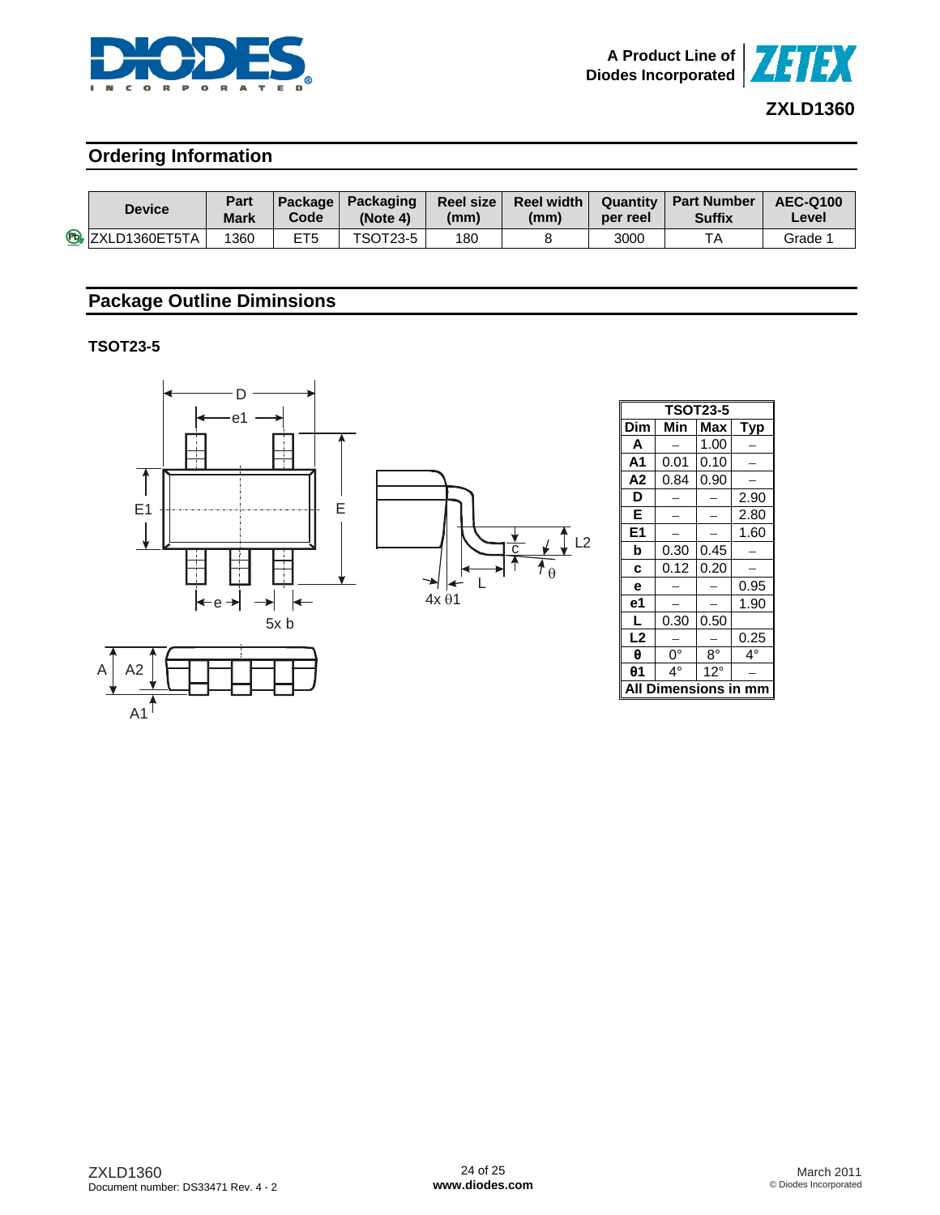## Ordering Information

| Device | Part Mark | Package Code | Packaging (Note 4) | Reel size (mm) | Reel width (mm) | Quantity per reel | Part Number Suffix | AEC-Q100 Level |
|---|---|---|---|---|---|---|---|---|
| ZXLD1360ET5TA | 1360 | ET5 | TSOT23-5 | 180 | 8 | 3000 | TA | Grade 1 |

## Package Outline Dimensions

### TSOT23-5

| TSOT23-5 | | | |
|---|---|---|---|
| **Dim** | **Min** | **Max** | **Typ** |
| **A** | – | 1.00 | – |
| **A1** | 0.01 | 0.10 | – |
| **A2** | 0.84 | 0.90 | – |
| **D** | – | – | 2.90 |
| **E** | – | – | 2.80 |
| **E1** | – | – | 1.60 |
| **b** | 0.30 | 0.45 | – |
| **c** | 0.12 | 0.20 | – |
| **e** | – | – | 0.95 |
| **e1** | – | – | 1.90 |
| **L** | 0.30 | 0.50 | |
| **L2** | – | – | 0.25 |
| **θ** | 0° | 8° | 4° |
| **θ1** | 4° | 12° | – |
| **All Dimensions in mm** | | | |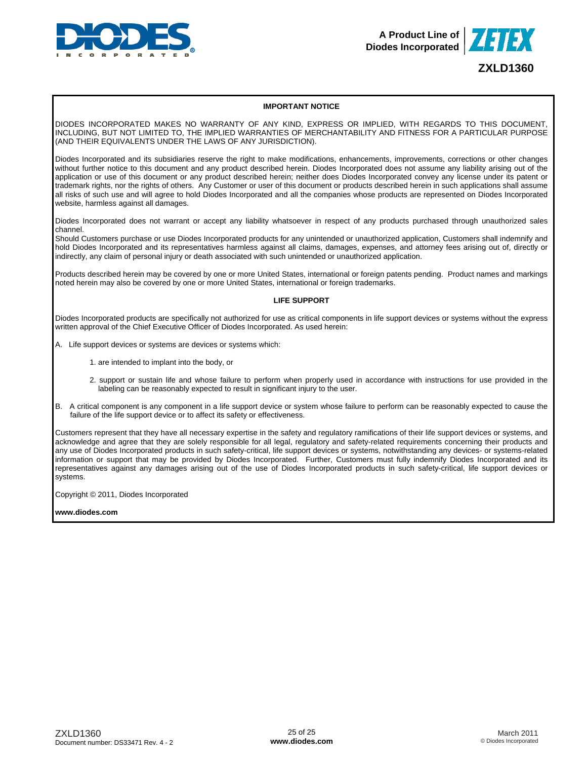## IMPORTANT NOTICE

DIODES INCORPORATED MAKES NO WARRANTY OF ANY KIND, EXPRESS OR IMPLIED, WITH REGARDS TO THIS DOCUMENT, INCLUDING, BUT NOT LIMITED TO, THE IMPLIED WARRANTIES OF MERCHANTABILITY AND FITNESS FOR A PARTICULAR PURPOSE (AND THEIR EQUIVALENTS UNDER THE LAWS OF ANY JURISDICTION).

Diodes Incorporated and its subsidiaries reserve the right to make modifications, enhancements, improvements, corrections or other changes without further notice to this document and any product described herein. Diodes Incorporated does not assume any liability arising out of the application or use of this document or any product described herein; neither does Diodes Incorporated convey any license under its patent or trademark rights, nor the rights of others. Any Customer or user of this document or products described herein in such applications shall assume all risks of such use and will agree to hold Diodes Incorporated and all the companies whose products are represented on Diodes Incorporated website, harmless against all damages.

Diodes Incorporated does not warrant or accept any liability whatsoever in respect of any products purchased through unauthorized sales channel.
Should Customers purchase or use Diodes Incorporated products for any unintended or unauthorized application, Customers shall indemnify and hold Diodes Incorporated and its representatives harmless against all claims, damages, expenses, and attorney fees arising out of, directly or indirectly, any claim of personal injury or death associated with such unintended or unauthorized application.

Products described herein may be covered by one or more United States, international or foreign patents pending. Product names and markings noted herein may also be covered by one or more United States, international or foreign trademarks.

## LIFE SUPPORT

Diodes Incorporated products are specifically not authorized for use as critical components in life support devices or systems without the express written approval of the Chief Executive Officer of Diodes Incorporated. As used herein:

A. Life support devices or systems are devices or systems which:

1. are intended to implant into the body, or
2. support or sustain life and whose failure to perform when properly used in accordance with instructions for use provided in the labeling can be reasonably expected to result in significant injury to the user.

B. A critical component is any component in a life support device or system whose failure to perform can be reasonably expected to cause the failure of the life support device or to affect its safety or effectiveness.

Customers represent that they have all necessary expertise in the safety and regulatory ramifications of their life support devices or systems, and acknowledge and agree that they are solely responsible for all legal, regulatory and safety-related requirements concerning their products and any use of Diodes Incorporated products in such safety-critical, life support devices or systems, notwithstanding any devices- or systems-related information or support that may be provided by Diodes Incorporated. Further, Customers must fully indemnify Diodes Incorporated and its representatives against any damages arising out of the use of Diodes Incorporated products in such safety-critical, life support devices or systems.

Copyright © 2011, Diodes Incorporated

**www.diodes.com**